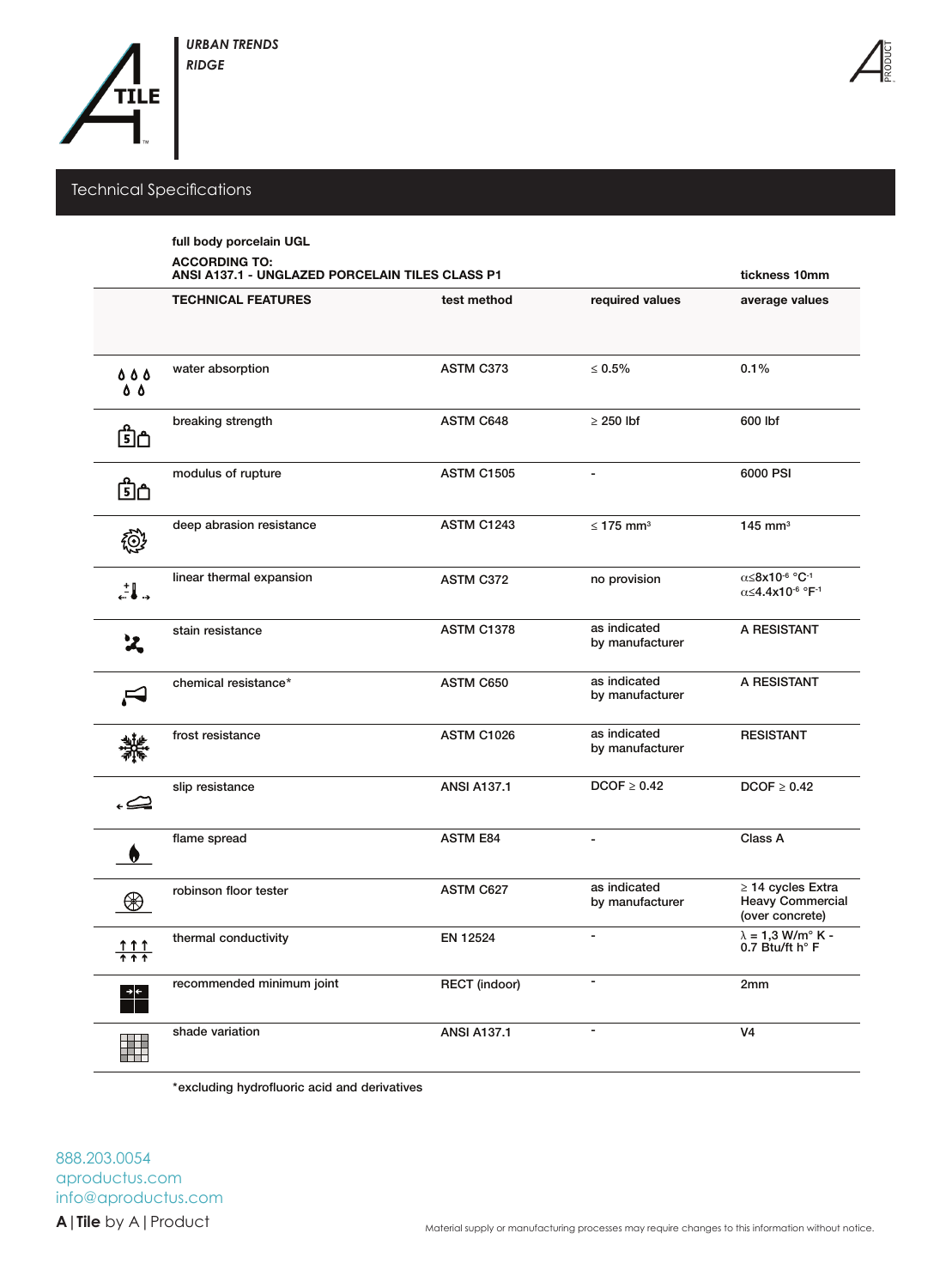*URBAN TRENDS*
*RIDGE*

## Technical Specifications

**full body porcelain UGL**

**ACCORDING TO:**
**ANSI A137.1 - UNGLAZED PORCELAIN TILES CLASS P1**

| TECHNICAL FEATURES | test method | required values | average values (tickness 10mm) |
|---|---|---|---|
| water absorption | ASTM C373 | ≤ 0.5% | 0.1% |
| breaking strength | ASTM C648 | ≥ 250 lbf | 600 lbf |
| modulus of rupture | ASTM C1505 | - | 6000 PSI |
| deep abrasion resistance | ASTM C1243 | ≤ 175 mm³ | 145 mm³ |
| linear thermal expansion | ASTM C372 | no provision | $\alpha \leq 8x10^{-6}$ °C$^{-1}$ $\alpha \leq 4.4x10^{-6}$ °F$^{-1}$ |
| stain resistance | ASTM C1378 | as indicated by manufacturer | A RESISTANT |
| chemical resistance* | ASTM C650 | as indicated by manufacturer | A RESISTANT |
| frost resistance | ASTM C1026 | as indicated by manufacturer | RESISTANT |
| slip resistance | ANSI A137.1 | DCOF ≥ 0.42 | DCOF ≥ 0.42 |
| flame spread | ASTM E84 | - | Class A |
| robinson floor tester | ASTM C627 | as indicated by manufacturer | ≥ 14 cycles Extra Heavy Commercial (over concrete) |
| thermal conductivity | EN 12524 | - | $\lambda$ = 1,3 W/m° K - 0.7 Btu/ft h° F |
| recommended minimum joint | RECT (indoor) | - | 2mm |
| shade variation | ANSI A137.1 | - | V4 |

*excluding hydrofluoric acid and derivatives

888.203.0054
aproductus.com
info@aproductus.com
**A** | **Tile** by A | Product

Material supply or manufacturing processes may require changes to this information without notice.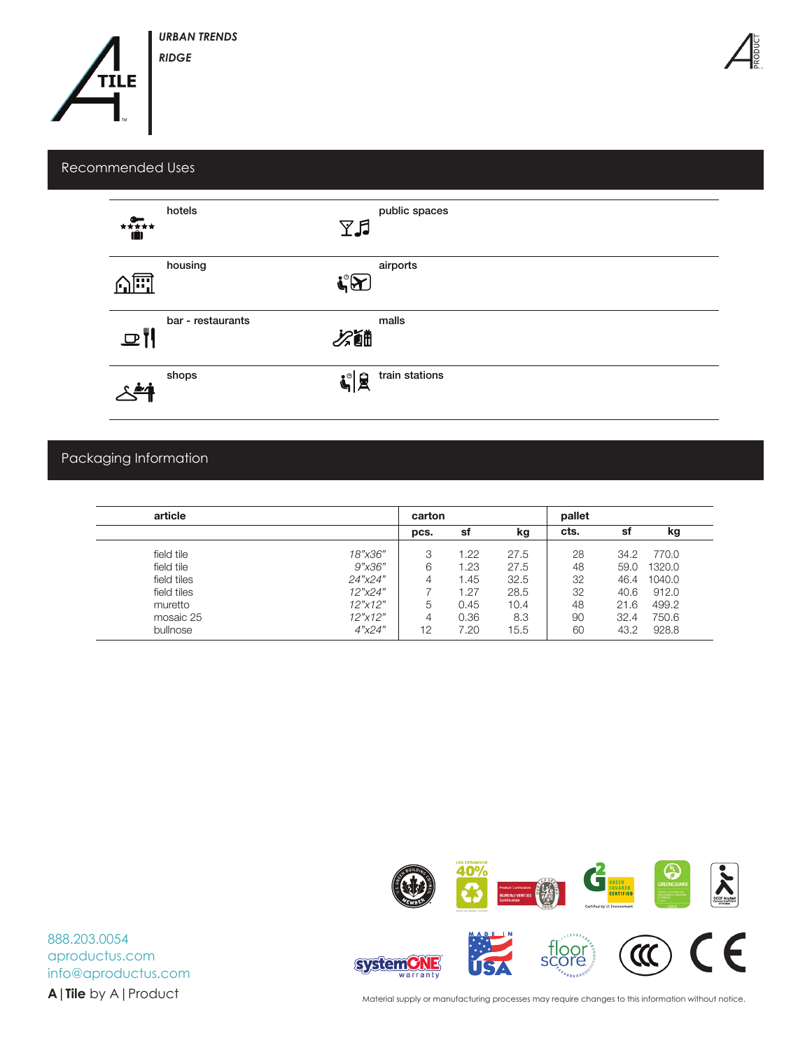*URBAN TRENDS*

*RIDGE*

## Recommended Uses

| | |
|---|---|
| hotels | public spaces |
| housing | airports |
| bar - restaurants | malls |
| shops | train stations |

## Packaging Information

| article | | carton | | | pallet | | |
|---|---|---|---|---|---|---|---|
| | | pcs. | sf | kg | cts. | sf | kg |
| field tile | *18"x36"* | 3 | 1.22 | 27.5 | 28 | 34.2 | 770.0 |
| field tile | *9"x36"* | 6 | 1.23 | 27.5 | 48 | 59.0 | 1320.0 |
| field tiles | *24"x24"* | 4 | 1.45 | 32.5 | 32 | 46.4 | 1040.0 |
| field tiles | *12"x24"* | 7 | 1.27 | 28.5 | 32 | 40.6 | 912.0 |
| muretto | *12"x12"* | 5 | 0.45 | 10.4 | 48 | 21.6 | 499.2 |
| mosaic 25 | *12"x12"* | 4 | 0.36 | 8.3 | 90 | 32.4 | 750.6 |
| bullnose | *4"x24"* | 12 | 7.20 | 15.5 | 60 | 43.2 | 928.8 |

888.203.0054
aproductus.com
info@aproductus.com

**A** | **Tile** by A | Product

Material supply or manufacturing processes may require changes to this information without notice.